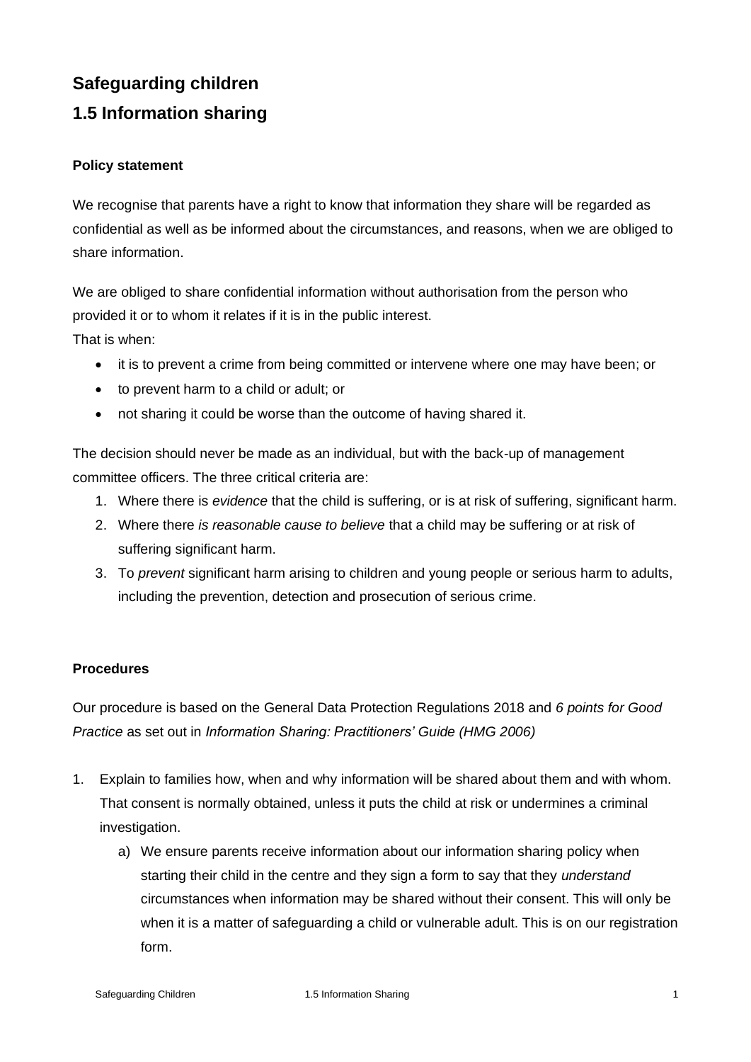# Safeguarding children

## 1.5 Information sharing

### Policy statement

We recognise that parents have a right to know that information they share will be regarded as confidential as well as be informed about the circumstances, and reasons, when we are obliged to share information.

We are obliged to share confidential information without authorisation from the person who provided it or to whom it relates if it is in the public interest.
That is when:

- it is to prevent a crime from being committed or intervene where one may have been; or
- to prevent harm to a child or adult; or
- not sharing it could be worse than the outcome of having shared it.

The decision should never be made as an individual, but with the back-up of management committee officers. The three critical criteria are:

1. Where there is *evidence* that the child is suffering, or is at risk of suffering, significant harm.
2. Where there *is reasonable cause to believe* that a child may be suffering or at risk of suffering significant harm.
3. To *prevent* significant harm arising to children and young people or serious harm to adults, including the prevention, detection and prosecution of serious crime.

### Procedures

Our procedure is based on the General Data Protection Regulations 2018 and *6 points for Good Practice* as set out in *Information Sharing: Practitioners' Guide (HMG 2006)*

1. Explain to families how, when and why information will be shared about them and with whom. That consent is normally obtained, unless it puts the child at risk or undermines a criminal investigation.
   a) We ensure parents receive information about our information sharing policy when starting their child in the centre and they sign a form to say that they *understand* circumstances when information may be shared without their consent. This will only be when it is a matter of safeguarding a child or vulnerable adult. This is on our registration form.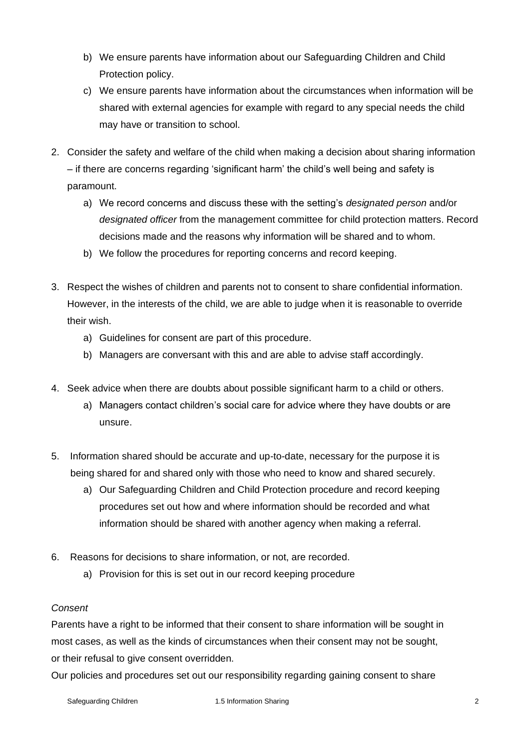b) We ensure parents have information about our Safeguarding Children and Child Protection policy.
   c) We ensure parents have information about the circumstances when information will be shared with external agencies for example with regard to any special needs the child may have or transition to school.

2. Consider the safety and welfare of the child when making a decision about sharing information – if there are concerns regarding 'significant harm' the child's well being and safety is paramount.
   a) We record concerns and discuss these with the setting's *designated person* and/or *designated officer* from the management committee for child protection matters. Record decisions made and the reasons why information will be shared and to whom.
   b) We follow the procedures for reporting concerns and record keeping.

3. Respect the wishes of children and parents not to consent to share confidential information. However, in the interests of the child, we are able to judge when it is reasonable to override their wish.
   a) Guidelines for consent are part of this procedure.
   b) Managers are conversant with this and are able to advise staff accordingly.

4. Seek advice when there are doubts about possible significant harm to a child or others.
   a) Managers contact children's social care for advice where they have doubts or are unsure.

5. Information shared should be accurate and up-to-date, necessary for the purpose it is being shared for and shared only with those who need to know and shared securely.
   a) Our Safeguarding Children and Child Protection procedure and record keeping procedures set out how and where information should be recorded and what information should be shared with another agency when making a referral.

6. Reasons for decisions to share information, or not, are recorded.
   a) Provision for this is set out in our record keeping procedure

*Consent*

Parents have a right to be informed that their consent to share information will be sought in most cases, as well as the kinds of circumstances when their consent may not be sought, or their refusal to give consent overridden.

Our policies and procedures set out our responsibility regarding gaining consent to share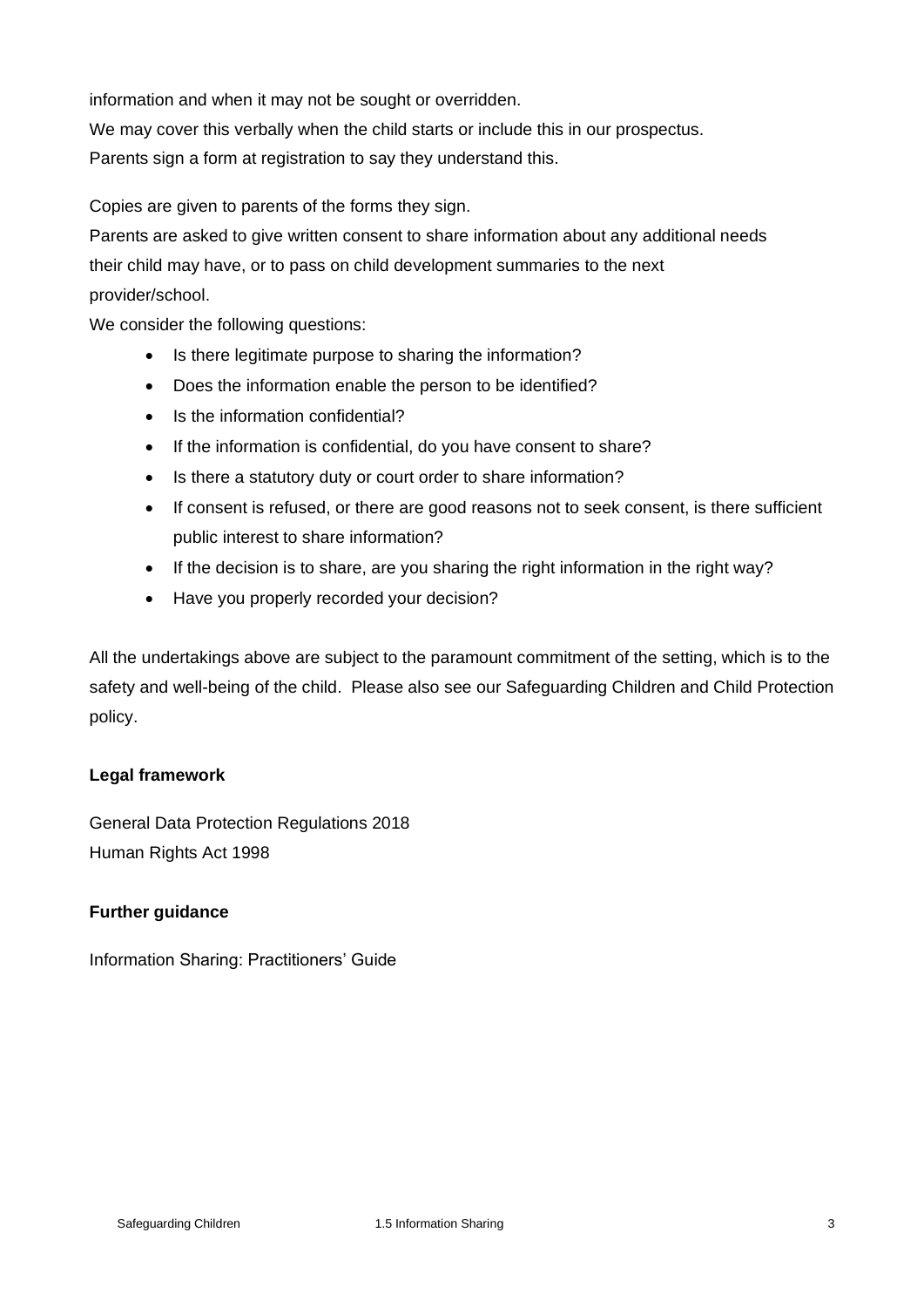information and when it may not be sought or overridden.

We may cover this verbally when the child starts or include this in our prospectus.

Parents sign a form at registration to say they understand this.

Copies are given to parents of the forms they sign.

Parents are asked to give written consent to share information about any additional needs their child may have, or to pass on child development summaries to the next provider/school.

We consider the following questions:

- Is there legitimate purpose to sharing the information?
- Does the information enable the person to be identified?
- Is the information confidential?
- If the information is confidential, do you have consent to share?
- Is there a statutory duty or court order to share information?
- If consent is refused, or there are good reasons not to seek consent, is there sufficient public interest to share information?
- If the decision is to share, are you sharing the right information in the right way?
- Have you properly recorded your decision?

All the undertakings above are subject to the paramount commitment of the setting, which is to the safety and well-being of the child. Please also see our Safeguarding Children and Child Protection policy.

**Legal framework**

General Data Protection Regulations 2018
Human Rights Act 1998

**Further guidance**

Information Sharing: Practitioners' Guide